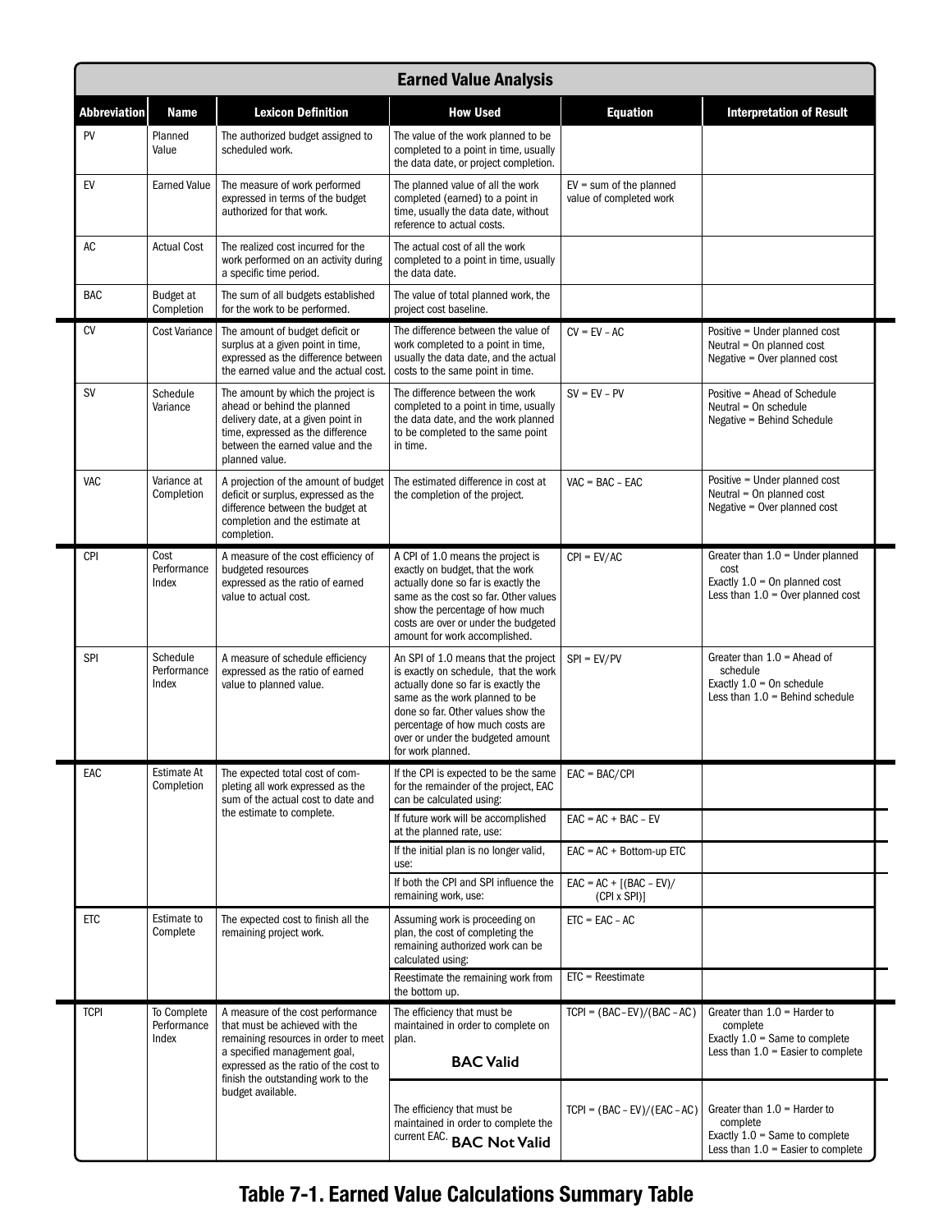| Earned Value Analysis | | | | | |
|---|---|---|---|---|---|
| **Abbreviation** | **Name** | **Lexicon Definition** | **How Used** | **Equation** | **Interpretation of Result** |
| PV | Planned Value | The authorized budget assigned to scheduled work. | The value of the work planned to be completed to a point in time, usually the data date, or project completion. | | |
| EV | Earned Value | The measure of work performed expressed in terms of the budget authorized for that work. | The planned value of all the work completed (earned) to a point in time, usually the data date, without reference to actual costs. | EV = sum of the planned value of completed work | |
| AC | Actual Cost | The realized cost incurred for the work performed on an activity during a specific time period. | The actual cost of all the work completed to a point in time, usually the data date. | | |
| BAC | Budget at Completion | The sum of all budgets established for the work to be performed. | The value of total planned work, the project cost baseline. | | |
| CV | Cost Variance | The amount of budget deficit or surplus at a given point in time, expressed as the difference between the earned value and the actual cost. | The difference between the value of work completed to a point in time, usually the data date, and the actual costs to the same point in time. | CV = EV – AC | Positive = Under planned cost<br>Neutral = On planned cost<br>Negative = Over planned cost |
| SV | Schedule Variance | The amount by which the project is ahead or behind the planned delivery date, at a given point in time, expressed as the difference between the earned value and the planned value. | The difference between the work completed to a point in time, usually the data date, and the work planned to be completed to the same point in time. | SV = EV – PV | Positive = Ahead of Schedule<br>Neutral = On schedule<br>Negative = Behind Schedule |
| VAC | Variance at Completion | A projection of the amount of budget deficit or surplus, expressed as the difference between the budget at completion and the estimate at completion. | The estimated difference in cost at the completion of the project. | VAC = BAC – EAC | Positive = Under planned cost<br>Neutral = On planned cost<br>Negative = Over planned cost |
| CPI | Cost Performance Index | A measure of the cost efficiency of budgeted resources expressed as the ratio of earned value to actual cost. | A CPI of 1.0 means the project is exactly on budget, that the work actually done so far is exactly the same as the cost so far. Other values show the percentage of how much costs are over or under the budgeted amount for work accomplished. | CPI = EV/AC | Greater than 1.0 = Under planned cost<br>Exactly 1.0 = On planned cost<br>Less than 1.0 = Over planned cost |
| SPI | Schedule Performance Index | A measure of schedule efficiency expressed as the ratio of earned value to planned value. | An SPI of 1.0 means that the project is exactly on schedule, that the work actually done so far is exactly the same as the work planned to be done so far. Other values show the percentage of how much costs are over or under the budgeted amount for work planned. | SPI = EV/PV | Greater than 1.0 = Ahead of schedule<br>Exactly 1.0 = On schedule<br>Less than 1.0 = Behind schedule |
| EAC | Estimate At Completion | The expected total cost of completing all work expressed as the sum of the actual cost to date and the estimate to complete. | If the CPI is expected to be the same for the remainder of the project, EAC can be calculated using: | EAC = BAC/CPI | |
| | | | If future work will be accomplished at the planned rate, use: | EAC = AC + BAC – EV | |
| | | | If the initial plan is no longer valid, use: | EAC = AC + Bottom-up ETC | |
| | | | If both the CPI and SPI influence the remaining work, use: | EAC = AC + [(BAC – EV)/(CPI x SPI)] | |
| ETC | Estimate to Complete | The expected cost to finish all the remaining project work. | Assuming work is proceeding on plan, the cost of completing the remaining authorized work can be calculated using: | ETC = EAC – AC | |
| | | | Reestimate the remaining work from the bottom up. | ETC = Reestimate | |
| TCPI | To Complete Performance Index | A measure of the cost performance that must be achieved with the remaining resources in order to meet a specified management goal, expressed as the ratio of the cost to finish the outstanding work to the budget available. | The efficiency that must be maintained in order to complete on plan. **BAC Valid** | TCPI = (BAC – EV)/(BAC – AC) | Greater than 1.0 = Harder to complete<br>Exactly 1.0 = Same to complete<br>Less than 1.0 = Easier to complete |
| | | | The efficiency that must be maintained in order to complete the current EAC. **BAC Not Valid** | TCPI = (BAC – EV)/(EAC – AC) | Greater than 1.0 = Harder to complete<br>Exactly 1.0 = Same to complete<br>Less than 1.0 = Easier to complete |

**Table 7-1. Earned Value Calculations Summary Table**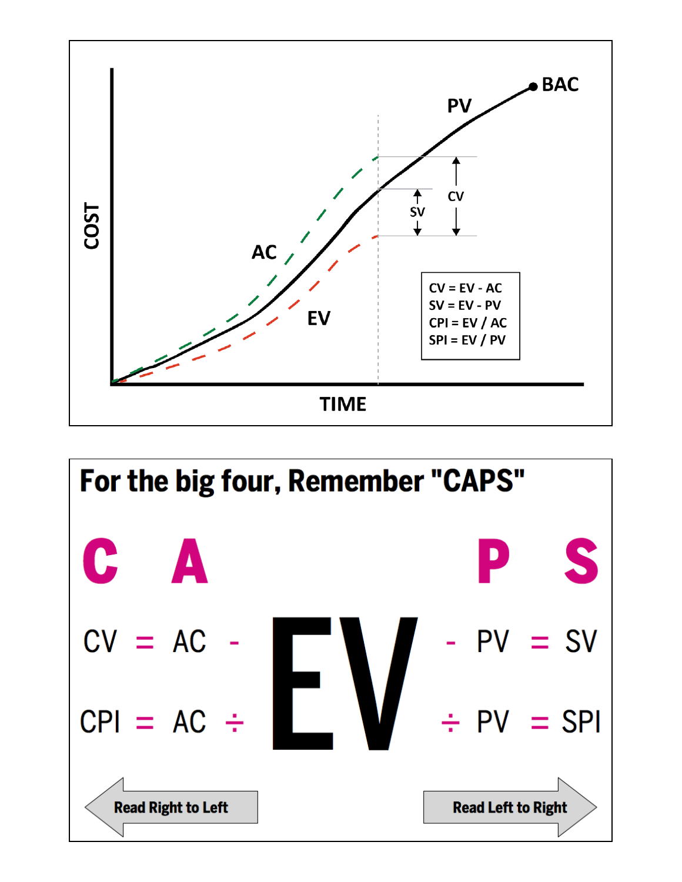COST

TIME

BAC

PV

AC

EV

SV

CV

CV = EV - AC
SV = EV - PV
CPI = EV / AC
SPI = EV / PV

**For the big four, Remember "CAPS"**

**C A P S**

CV = AC - **EV** - PV = SV

CPI = AC ÷ **EV** ÷ PV = SPI

**Read Right to Left**

**Read Left to Right**